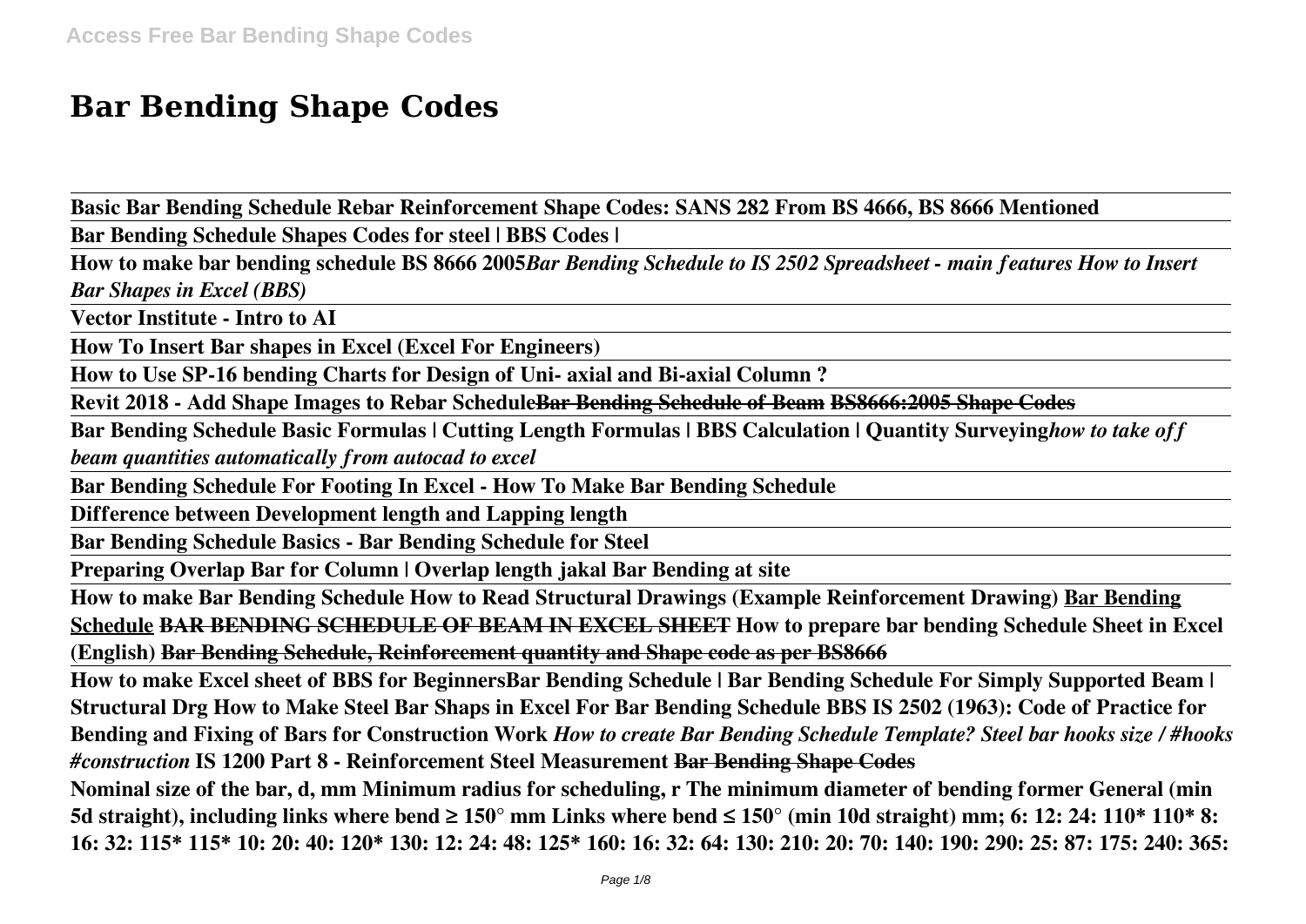# Bar Bending Shape Codes

**Basic Bar Bending Schedule Rebar Reinforcement Shape Codes: SANS 282 From BS 4666, BS 8666 Mentioned**

**Bar Bending Schedule Shapes Codes for steel | BBS Codes |**

**How to make bar bending schedule BS 8666 2005** ***Bar Bending Schedule to IS 2502 Spreadsheet - main features How to Insert Bar Shapes in Excel (BBS)***

**Vector Institute - Intro to AI**

**How To Insert Bar shapes in Excel (Excel For Engineers)**

**How to Use SP-16 bending Charts for Design of Uni- axial and Bi-axial Column ?**

**Revit 2018 - Add Shape Images to Rebar Schedule** ~~**Bar Bending Schedule of Beam**~~ ~~**BS8666:2005 Shape Codes**~~

**Bar Bending Schedule Basic Formulas | Cutting Length Formulas | BBS Calculation | Quantity Surveying** ***how to take off beam quantities automatically from autocad to excel***

**Bar Bending Schedule For Footing In Excel - How To Make Bar Bending Schedule**

**Difference between Development length and Lapping length**

**Bar Bending Schedule Basics - Bar Bending Schedule for Steel**

**Preparing Overlap Bar for Column | Overlap length jakal Bar Bending at site**

**How to make Bar Bending Schedule How to Read Structural Drawings (Example Reinforcement Drawing) Bar Bending Schedule** ~~**BAR BENDING SCHEDULE OF BEAM IN EXCEL SHEET**~~ **How to prepare bar bending Schedule Sheet in Excel (English)** ~~**Bar Bending Schedule, Reinforcement quantity and Shape code as per BS8666**~~

**How to make Excel sheet of BBS for Beginners Bar Bending Schedule | Bar Bending Schedule For Simply Supported Beam | Structural Drg How to Make Steel Bar Shaps in Excel For Bar Bending Schedule BBS IS 2502 (1963): Code of Practice for Bending and Fixing of Bars for Construction Work** ***How to create Bar Bending Schedule Template? Steel bar hooks size / #hooks #construction*** **IS 1200 Part 8 - Reinforcement Steel Measurement** ~~**Bar Bending Shape Codes**~~

**Nominal size of the bar, d, mm Minimum radius for scheduling, r The minimum diameter of bending former General (min 5d straight), including links where bend ≥ 150° mm Links where bend ≤ 150° (min 10d straight) mm; 6: 12: 24: 110* 110* 8: 16: 32: 115* 115* 10: 20: 40: 120* 130: 12: 24: 48: 125* 160: 16: 32: 64: 130: 210: 20: 70: 140: 190: 290: 25: 87: 175: 240: 365:**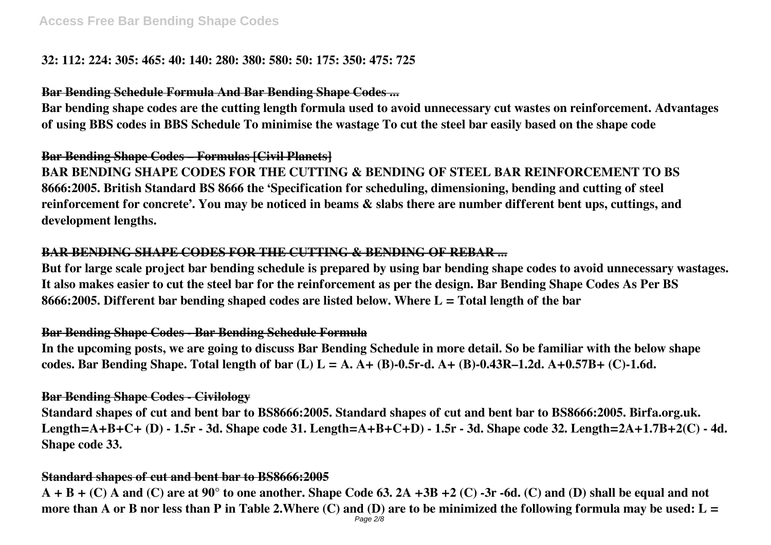**32: 112: 224: 305: 465: 40: 140: 280: 380: 580: 50: 175: 350: 475: 725**

### ~~Bar Bending Schedule Formula And Bar Bending Shape Codes ...~~

**Bar bending shape codes are the cutting length formula used to avoid unnecessary cut wastes on reinforcement. Advantages of using BBS codes in BBS Schedule To minimise the wastage To cut the steel bar easily based on the shape code**

### ~~Bar Bending Shape Codes – Formulas [Civil Planets]~~

**BAR BENDING SHAPE CODES FOR THE CUTTING & BENDING OF STEEL BAR REINFORCEMENT TO BS 8666:2005. British Standard BS 8666 the 'Specification for scheduling, dimensioning, bending and cutting of steel reinforcement for concrete'. You may be noticed in beams & slabs there are number different bent ups, cuttings, and development lengths.**

### ~~BAR BENDING SHAPE CODES FOR THE CUTTING & BENDING OF REBAR ...~~

**But for large scale project bar bending schedule is prepared by using bar bending shape codes to avoid unnecessary wastages. It also makes easier to cut the steel bar for the reinforcement as per the design. Bar Bending Shape Codes As Per BS 8666:2005. Different bar bending shaped codes are listed below. Where L = Total length of the bar**

### ~~Bar Bending Shape Codes - Bar Bending Schedule Formula~~

**In the upcoming posts, we are going to discuss Bar Bending Schedule in more detail. So be familiar with the below shape codes. Bar Bending Shape. Total length of bar (L) L = A. A+ (B)-0.5r-d. A+ (B)-0.43R–1.2d. A+0.57B+ (C)-1.6d.**

### ~~Bar Bending Shape Codes - Civilology~~

**Standard shapes of cut and bent bar to BS8666:2005. Standard shapes of cut and bent bar to BS8666:2005. Birfa.org.uk. Length=A+B+C+ (D) - 1.5r - 3d. Shape code 31. Length=A+B+C+D) - 1.5r - 3d. Shape code 32. Length=2A+1.7B+2(C) - 4d. Shape code 33.**

### ~~Standard shapes of cut and bent bar to BS8666:2005~~

**A + B + (C) A and (C) are at 90° to one another. Shape Code 63. 2A +3B +2 (C) -3r -6d. (C) and (D) shall be equal and not more than A or B nor less than P in Table 2.Where (C) and (D) are to be minimized the following formula may be used: L =**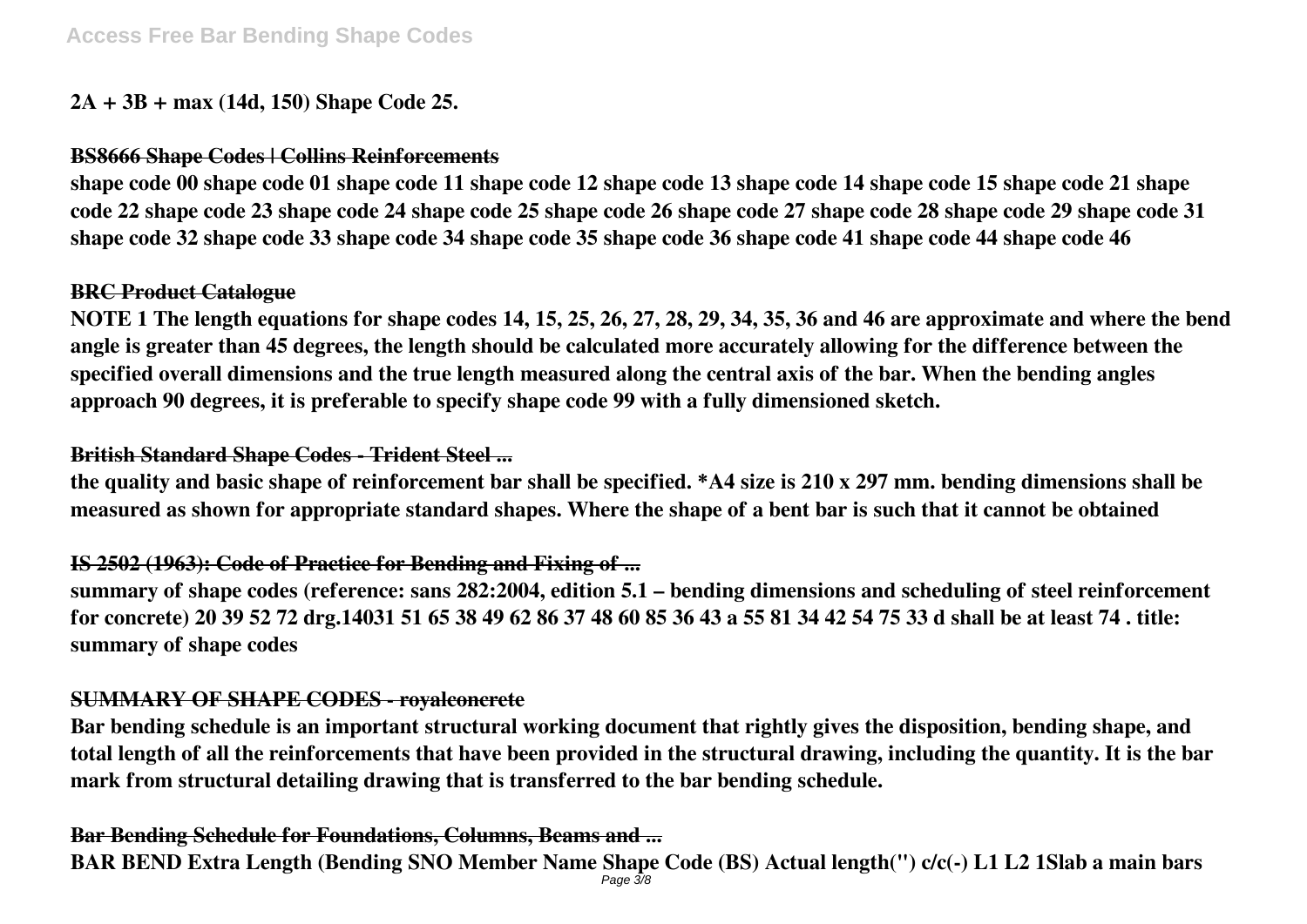**2A + 3B + max (14d, 150) Shape Code 25.**

### BS8666 Shape Codes | Collins Reinforcements

**shape code 00 shape code 01 shape code 11 shape code 12 shape code 13 shape code 14 shape code 15 shape code 21 shape code 22 shape code 23 shape code 24 shape code 25 shape code 26 shape code 27 shape code 28 shape code 29 shape code 31 shape code 32 shape code 33 shape code 34 shape code 35 shape code 36 shape code 41 shape code 44 shape code 46**

### BRC Product Catalogue

**NOTE 1 The length equations for shape codes 14, 15, 25, 26, 27, 28, 29, 34, 35, 36 and 46 are approximate and where the bend angle is greater than 45 degrees, the length should be calculated more accurately allowing for the difference between the specified overall dimensions and the true length measured along the central axis of the bar. When the bending angles approach 90 degrees, it is preferable to specify shape code 99 with a fully dimensioned sketch.**

### British Standard Shape Codes - Trident Steel ...

**the quality and basic shape of reinforcement bar shall be specified. *A4 size is 210 x 297 mm. bending dimensions shall be measured as shown for appropriate standard shapes. Where the shape of a bent bar is such that it cannot be obtained**

### IS 2502 (1963): Code of Practice for Bending and Fixing of ...

**summary of shape codes (reference: sans 282:2004, edition 5.1 – bending dimensions and scheduling of steel reinforcement for concrete) 20 39 52 72 drg.14031 51 65 38 49 62 86 37 48 60 85 36 43 a 55 81 34 42 54 75 33 d shall be at least 74 . title: summary of shape codes**

### SUMMARY OF SHAPE CODES - royalconcrete

**Bar bending schedule is an important structural working document that rightly gives the disposition, bending shape, and total length of all the reinforcements that have been provided in the structural drawing, including the quantity. It is the bar mark from structural detailing drawing that is transferred to the bar bending schedule.**

### Bar Bending Schedule for Foundations, Columns, Beams and ...

**BAR BEND Extra Length (Bending SNO Member Name Shape Code (BS) Actual length('') c/c(-) L1 L2 1Slab a main bars**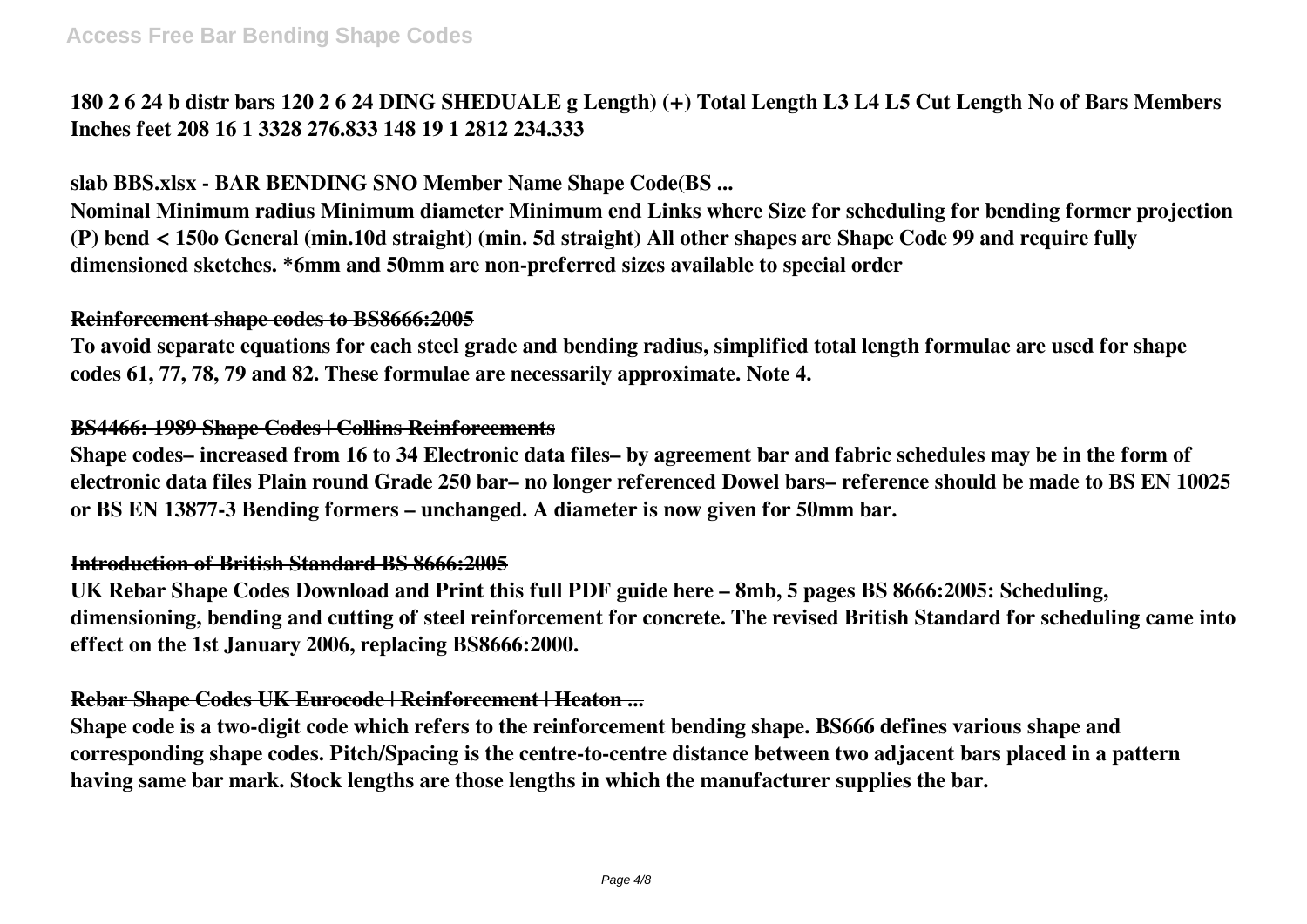**180 2 6 24 b distr bars 120 2 6 24 DING SHEDUALE g Length) (+) Total Length L3 L4 L5 Cut Length No of Bars Members Inches feet 208 16 1 3328 276.833 148 19 1 2812 234.333**

**slab BBS.xlsx - BAR BENDING SNO Member Name Shape Code(BS ...**

**Nominal Minimum radius Minimum diameter Minimum end Links where Size for scheduling for bending former projection (P) bend < 150o General (min.10d straight) (min. 5d straight) All other shapes are Shape Code 99 and require fully dimensioned sketches. *6mm and 50mm are non-preferred sizes available to special order**

**Reinforcement shape codes to BS8666:2005**

**To avoid separate equations for each steel grade and bending radius, simplified total length formulae are used for shape codes 61, 77, 78, 79 and 82. These formulae are necessarily approximate. Note 4.**

**BS4466: 1989 Shape Codes | Collins Reinforcements**

**Shape codes– increased from 16 to 34 Electronic data files– by agreement bar and fabric schedules may be in the form of electronic data files Plain round Grade 250 bar– no longer referenced Dowel bars– reference should be made to BS EN 10025 or BS EN 13877-3 Bending formers – unchanged. A diameter is now given for 50mm bar.**

**Introduction of British Standard BS 8666:2005**

**UK Rebar Shape Codes Download and Print this full PDF guide here – 8mb, 5 pages BS 8666:2005: Scheduling, dimensioning, bending and cutting of steel reinforcement for concrete. The revised British Standard for scheduling came into effect on the 1st January 2006, replacing BS8666:2000.**

**Rebar Shape Codes UK Eurocode | Reinforcement | Heaton ...**

**Shape code is a two-digit code which refers to the reinforcement bending shape. BS666 defines various shape and corresponding shape codes. Pitch/Spacing is the centre-to-centre distance between two adjacent bars placed in a pattern having same bar mark. Stock lengths are those lengths in which the manufacturer supplies the bar.**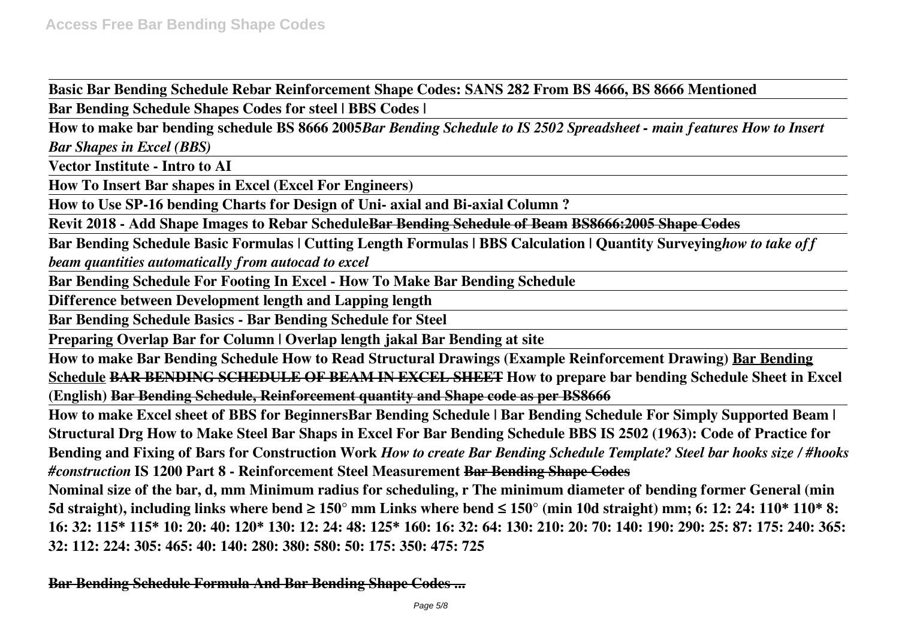**Basic Bar Bending Schedule Rebar Reinforcement Shape Codes: SANS 282 From BS 4666, BS 8666 Mentioned**

**Bar Bending Schedule Shapes Codes for steel | BBS Codes |**

**How to make bar bending schedule BS 8666 2005*Bar Bending Schedule to IS 2502 Spreadsheet - main features How to Insert Bar Shapes in Excel (BBS)***

**Vector Institute - Intro to AI**

**How To Insert Bar shapes in Excel (Excel For Engineers)**

**How to Use SP-16 bending Charts for Design of Uni- axial and Bi-axial Column ?**

**Revit 2018 - Add Shape Images to Rebar Schedule~~Bar Bending Schedule of Beam~~ ~~BS8666:2005 Shape Codes~~**

**Bar Bending Schedule Basic Formulas | Cutting Length Formulas | BBS Calculation | Quantity Surveying*how to take off beam quantities automatically from autocad to excel***

**Bar Bending Schedule For Footing In Excel - How To Make Bar Bending Schedule**

**Difference between Development length and Lapping length**

**Bar Bending Schedule Basics - Bar Bending Schedule for Steel**

**Preparing Overlap Bar for Column | Overlap length jakal Bar Bending at site**

**How to make Bar Bending Schedule How to Read Structural Drawings (Example Reinforcement Drawing) Bar Bending Schedule ~~BAR BENDING SCHEDULE OF BEAM IN EXCEL SHEET~~ How to prepare bar bending Schedule Sheet in Excel (English) ~~Bar Bending Schedule, Reinforcement quantity and Shape code as per BS8666~~**

**How to make Excel sheet of BBS for BeginnersBar Bending Schedule | Bar Bending Schedule For Simply Supported Beam | Structural Drg How to Make Steel Bar Shaps in Excel For Bar Bending Schedule BBS IS 2502 (1963): Code of Practice for Bending and Fixing of Bars for Construction Work *How to create Bar Bending Schedule Template? Steel bar hooks size / #hooks #construction* IS 1200 Part 8 - Reinforcement Steel Measurement ~~Bar Bending Shape Codes~~**

**Nominal size of the bar, d, mm Minimum radius for scheduling, r The minimum diameter of bending former General (min 5d straight), including links where bend ≥ 150° mm Links where bend ≤ 150° (min 10d straight) mm; 6: 12: 24: 110* 110* 8: 16: 32: 115* 115* 10: 20: 40: 120* 130: 12: 24: 48: 125* 160: 16: 32: 64: 130: 210: 20: 70: 140: 190: 290: 25: 87: 175: 240: 365: 32: 112: 224: 305: 465: 40: 140: 280: 380: 580: 50: 175: 350: 475: 725**

**Bar Bending Schedule Formula And Bar Bending Shape Codes ...**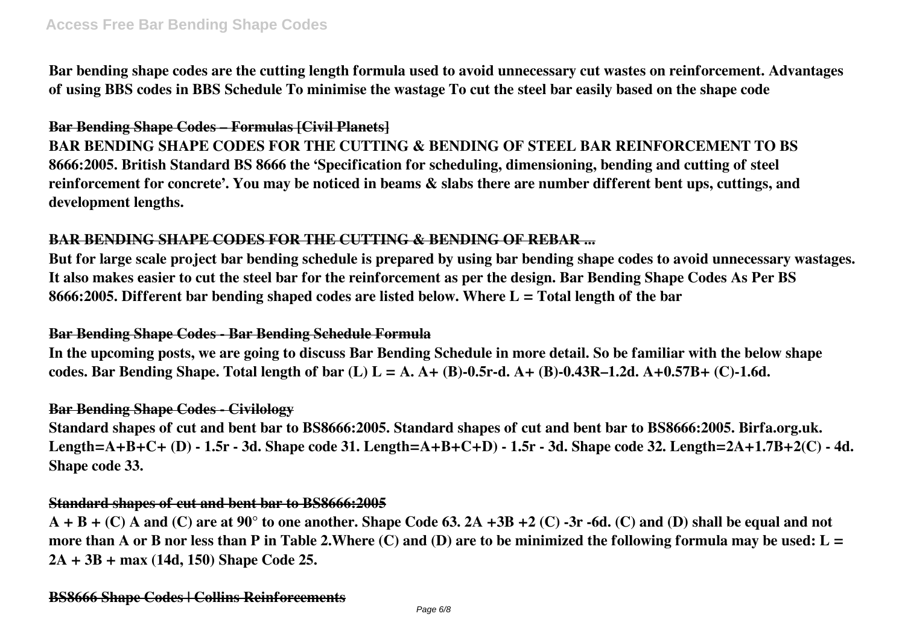Bar bending shape codes are the cutting length formula used to avoid unnecessary cut wastes on reinforcement. Advantages of using BBS codes in BBS Schedule To minimise the wastage To cut the steel bar easily based on the shape code

### ~~Bar Bending Shape Codes – Formulas [Civil Planets]~~

BAR BENDING SHAPE CODES FOR THE CUTTING & BENDING OF STEEL BAR REINFORCEMENT TO BS 8666:2005. British Standard BS 8666 the 'Specification for scheduling, dimensioning, bending and cutting of steel reinforcement for concrete'. You may be noticed in beams & slabs there are number different bent ups, cuttings, and development lengths.

### ~~BAR BENDING SHAPE CODES FOR THE CUTTING & BENDING OF REBAR ...~~

But for large scale project bar bending schedule is prepared by using bar bending shape codes to avoid unnecessary wastages. It also makes easier to cut the steel bar for the reinforcement as per the design. Bar Bending Shape Codes As Per BS 8666:2005. Different bar bending shaped codes are listed below. Where L = Total length of the bar

### ~~Bar Bending Shape Codes - Bar Bending Schedule Formula~~

In the upcoming posts, we are going to discuss Bar Bending Schedule in more detail. So be familiar with the below shape codes. Bar Bending Shape. Total length of bar (L) L = A. A+ (B)-0.5r-d. A+ (B)-0.43R–1.2d. A+0.57B+ (C)-1.6d.

### ~~Bar Bending Shape Codes - Civilology~~

Standard shapes of cut and bent bar to BS8666:2005. Standard shapes of cut and bent bar to BS8666:2005. Birfa.org.uk. Length=A+B+C+ (D) - 1.5r - 3d. Shape code 31. Length=A+B+C+D) - 1.5r - 3d. Shape code 32. Length=2A+1.7B+2(C) - 4d. Shape code 33.

### ~~Standard shapes of cut and bent bar to BS8666:2005~~

A + B + (C) A and (C) are at 90° to one another. Shape Code 63. 2A +3B +2 (C) -3r -6d. (C) and (D) shall be equal and not more than A or B nor less than P in Table 2.Where (C) and (D) are to be minimized the following formula may be used: L = 2A + 3B + max (14d, 150) Shape Code 25.

### ~~BS8666 Shape Codes | Collins Reinforcements~~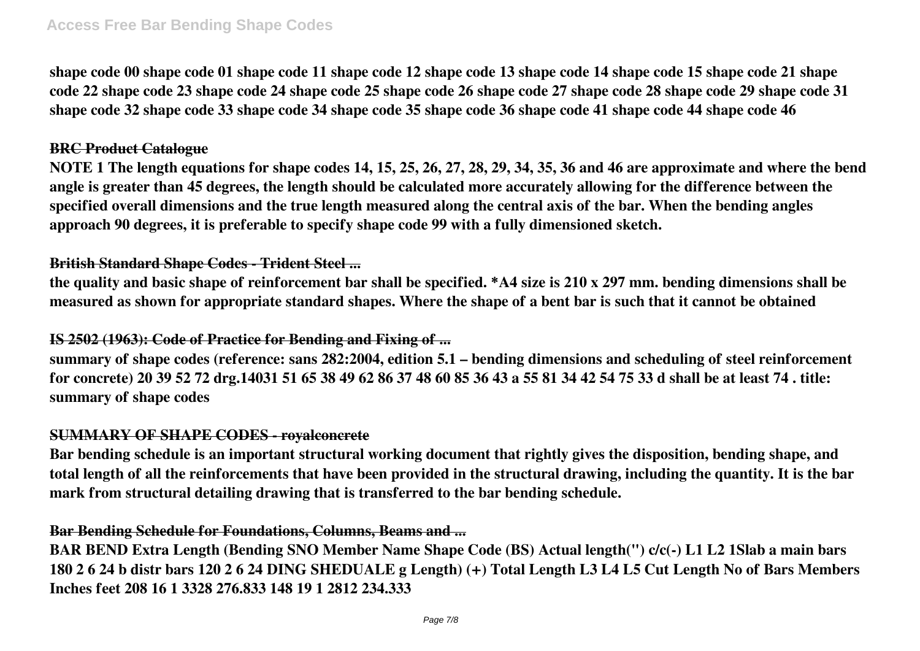**shape code 00 shape code 01 shape code 11 shape code 12 shape code 13 shape code 14 shape code 15 shape code 21 shape code 22 shape code 23 shape code 24 shape code 25 shape code 26 shape code 27 shape code 28 shape code 29 shape code 31 shape code 32 shape code 33 shape code 34 shape code 35 shape code 36 shape code 41 shape code 44 shape code 46**

### BRC Product Catalogue

**NOTE 1 The length equations for shape codes 14, 15, 25, 26, 27, 28, 29, 34, 35, 36 and 46 are approximate and where the bend angle is greater than 45 degrees, the length should be calculated more accurately allowing for the difference between the specified overall dimensions and the true length measured along the central axis of the bar. When the bending angles approach 90 degrees, it is preferable to specify shape code 99 with a fully dimensioned sketch.**

### British Standard Shape Codes - Trident Steel ...

**the quality and basic shape of reinforcement bar shall be specified. *A4 size is 210 x 297 mm. bending dimensions shall be measured as shown for appropriate standard shapes. Where the shape of a bent bar is such that it cannot be obtained**

### IS 2502 (1963): Code of Practice for Bending and Fixing of ...

**summary of shape codes (reference: sans 282:2004, edition 5.1 – bending dimensions and scheduling of steel reinforcement for concrete) 20 39 52 72 drg.14031 51 65 38 49 62 86 37 48 60 85 36 43 a 55 81 34 42 54 75 33 d shall be at least 74 . title: summary of shape codes**

### SUMMARY OF SHAPE CODES - royalconcrete

**Bar bending schedule is an important structural working document that rightly gives the disposition, bending shape, and total length of all the reinforcements that have been provided in the structural drawing, including the quantity. It is the bar mark from structural detailing drawing that is transferred to the bar bending schedule.**

### Bar Bending Schedule for Foundations, Columns, Beams and ...

**BAR BEND Extra Length (Bending SNO Member Name Shape Code (BS) Actual length(") c/c(-) L1 L2 1Slab a main bars 180 2 6 24 b distr bars 120 2 6 24 DING SHEDUALE g Length) (+) Total Length L3 L4 L5 Cut Length No of Bars Members Inches feet 208 16 1 3328 276.833 148 19 1 2812 234.333**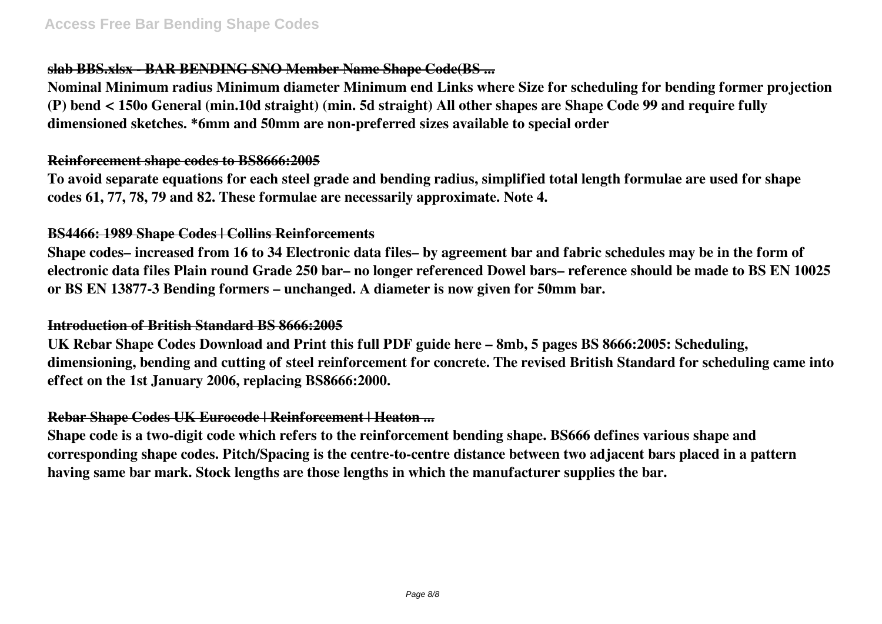### slab BBS.xlsx - BAR BENDING SNO Member Name Shape Code(BS ...

**Nominal Minimum radius Minimum diameter Minimum end Links where Size for scheduling for bending former projection (P) bend < 150o General (min.10d straight) (min. 5d straight) All other shapes are Shape Code 99 and require fully dimensioned sketches. *6mm and 50mm are non-preferred sizes available to special order**

### Reinforcement shape codes to BS8666:2005

**To avoid separate equations for each steel grade and bending radius, simplified total length formulae are used for shape codes 61, 77, 78, 79 and 82. These formulae are necessarily approximate. Note 4.**

### BS4466: 1989 Shape Codes | Collins Reinforcements

**Shape codes– increased from 16 to 34 Electronic data files– by agreement bar and fabric schedules may be in the form of electronic data files Plain round Grade 250 bar– no longer referenced Dowel bars– reference should be made to BS EN 10025 or BS EN 13877-3 Bending formers – unchanged. A diameter is now given for 50mm bar.**

### Introduction of British Standard BS 8666:2005

**UK Rebar Shape Codes Download and Print this full PDF guide here – 8mb, 5 pages BS 8666:2005: Scheduling, dimensioning, bending and cutting of steel reinforcement for concrete. The revised British Standard for scheduling came into effect on the 1st January 2006, replacing BS8666:2000.**

### Rebar Shape Codes UK Eurocode | Reinforcement | Heaton ...

**Shape code is a two-digit code which refers to the reinforcement bending shape. BS666 defines various shape and corresponding shape codes. Pitch/Spacing is the centre-to-centre distance between two adjacent bars placed in a pattern having same bar mark. Stock lengths are those lengths in which the manufacturer supplies the bar.**